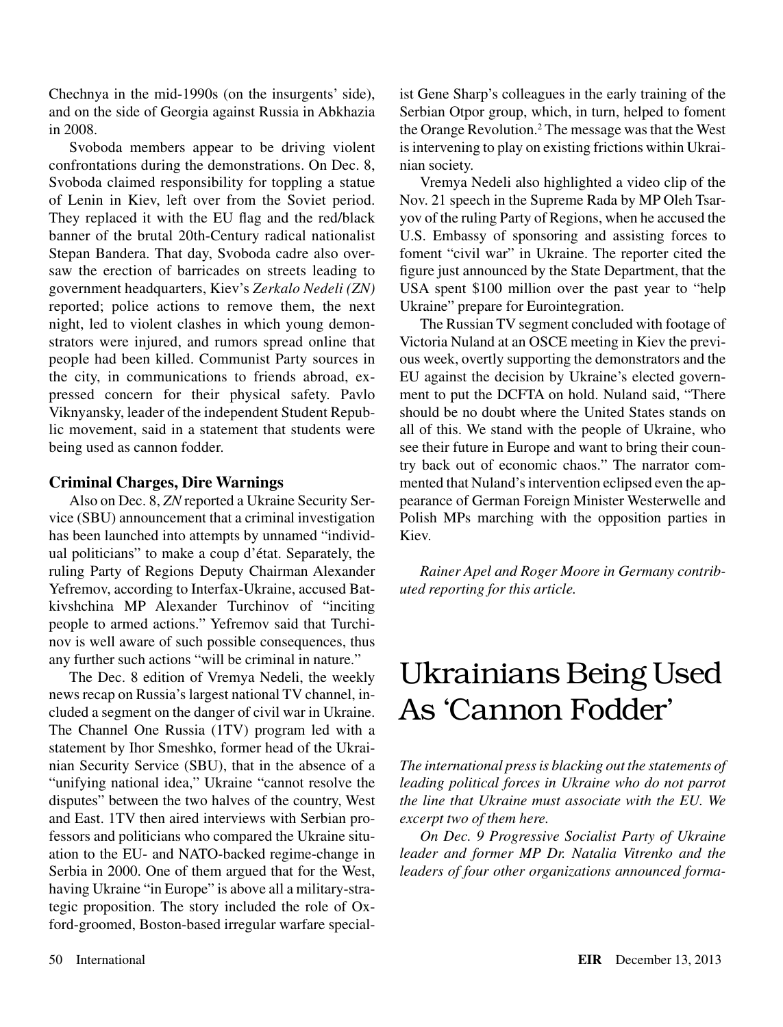Chechnya in the mid-1990s (on the insurgents' side), and on the side of Georgia against Russia in Abkhazia in 2008.

Svoboda members appear to be driving violent confrontations during the demonstrations. On Dec. 8, Svoboda claimed responsibility for toppling a statue of Lenin in Kiev, left over from the Soviet period. They replaced it with the EU flag and the red/black banner of the brutal 20th-Century radical nationalist Stepan Bandera. That day, Svoboda cadre also oversaw the erection of barricades on streets leading to government headquarters, Kiev's *Zerkalo Nedeli (ZN)* reported; police actions to remove them, the next night, led to violent clashes in which young demonstrators were injured, and rumors spread online that people had been killed. Communist Party sources in the city, in communications to friends abroad, expressed concern for their physical safety. Pavlo Viknyansky, leader of the independent Student Republic movement, said in a statement that students were being used as cannon fodder.

### Criminal Charges, Dire Warnings

Also on Dec. 8, *ZN* reported a Ukraine Security Service (SBU) announcement that a criminal investigation has been launched into attempts by unnamed "individual politicians" to make a coup d'état. Separately, the ruling Party of Regions Deputy Chairman Alexander Yefremov, according to Interfax-Ukraine, accused Batkivshchina MP Alexander Turchinov of "inciting people to armed actions." Yefremov said that Turchinov is well aware of such possible consequences, thus any further such actions "will be criminal in nature."

The Dec. 8 edition of Vremya Nedeli, the weekly news recap on Russia's largest national TV channel, included a segment on the danger of civil war in Ukraine. The Channel One Russia (1TV) program led with a statement by Ihor Smeshko, former head of the Ukrainian Security Service (SBU), that in the absence of a "unifying national idea," Ukraine "cannot resolve the disputes" between the two halves of the country, West and East. 1TV then aired interviews with Serbian professors and politicians who compared the Ukraine situation to the EU- and NATO-backed regime-change in Serbia in 2000. One of them argued that for the West, having Ukraine "in Europe" is above all a military-strategic proposition. The story included the role of Oxford-groomed, Boston-based irregular warfare specialist Gene Sharp's colleagues in the early training of the Serbian Otpor group, which, in turn, helped to foment the Orange Revolution.[2] The message was that the West is intervening to play on existing frictions within Ukrainian society.

Vremya Nedeli also highlighted a video clip of the Nov. 21 speech in the Supreme Rada by MP Oleh Tsaryov of the ruling Party of Regions, when he accused the U.S. Embassy of sponsoring and assisting forces to foment "civil war" in Ukraine. The reporter cited the figure just announced by the State Department, that the USA spent $100 million over the past year to "help Ukraine" prepare for Eurointegration.

The Russian TV segment concluded with footage of Victoria Nuland at an OSCE meeting in Kiev the previous week, overtly supporting the demonstrators and the EU against the decision by Ukraine's elected government to put the DCFTA on hold. Nuland said, "There should be no doubt where the United States stands on all of this. We stand with the people of Ukraine, who see their future in Europe and want to bring their country back out of economic chaos." The narrator commented that Nuland's intervention eclipsed even the appearance of German Foreign Minister Westerwelle and Polish MPs marching with the opposition parties in Kiev.

*Rainer Apel and Roger Moore in Germany contributed reporting for this article.*

# Ukrainians Being Used As 'Cannon Fodder'

*The international press is blacking out the statements of leading political forces in Ukraine who do not parrot the line that Ukraine must associate with the EU. We excerpt two of them here.*

*On Dec. 9 Progressive Socialist Party of Ukraine leader and former MP Dr. Natalia Vitrenko and the leaders of four other organizations announced forma-*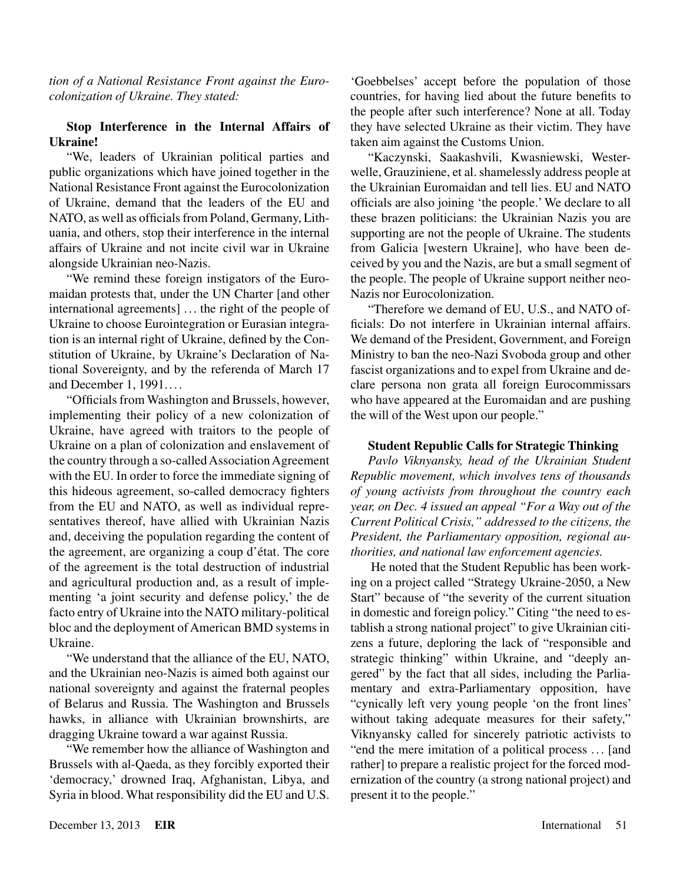*tion of a National Resistance Front against the Eurocolonization of Ukraine. They stated:*

**Stop Interference in the Internal Affairs of Ukraine!**

"We, leaders of Ukrainian political parties and public organizations which have joined together in the National Resistance Front against the Eurocolonization of Ukraine, demand that the leaders of the EU and NATO, as well as officials from Poland, Germany, Lithuania, and others, stop their interference in the internal affairs of Ukraine and not incite civil war in Ukraine alongside Ukrainian neo-Nazis.

"We remind these foreign instigators of the Euromaidan protests that, under the UN Charter [and other international agreements] . . . the right of the people of Ukraine to choose Eurointegration or Eurasian integration is an internal right of Ukraine, defined by the Constitution of Ukraine, by Ukraine's Declaration of National Sovereignty, and by the referenda of March 17 and December 1, 1991. . . .

"Officials from Washington and Brussels, however, implementing their policy of a new colonization of Ukraine, have agreed with traitors to the people of Ukraine on a plan of colonization and enslavement of the country through a so-called Association Agreement with the EU. In order to force the immediate signing of this hideous agreement, so-called democracy fighters from the EU and NATO, as well as individual representatives thereof, have allied with Ukrainian Nazis and, deceiving the population regarding the content of the agreement, are organizing a coup d'état. The core of the agreement is the total destruction of industrial and agricultural production and, as a result of implementing 'a joint security and defense policy,' the de facto entry of Ukraine into the NATO military-political bloc and the deployment of American BMD systems in Ukraine.

"We understand that the alliance of the EU, NATO, and the Ukrainian neo-Nazis is aimed both against our national sovereignty and against the fraternal peoples of Belarus and Russia. The Washington and Brussels hawks, in alliance with Ukrainian brownshirts, are dragging Ukraine toward a war against Russia.

"We remember how the alliance of Washington and Brussels with al-Qaeda, as they forcibly exported their 'democracy,' drowned Iraq, Afghanistan, Libya, and Syria in blood. What responsibility did the EU and U.S. 'Goebbelses' accept before the population of those countries, for having lied about the future benefits to the people after such interference? None at all. Today they have selected Ukraine as their victim. They have taken aim against the Customs Union.

"Kaczynski, Saakashvili, Kwasniewski, Westerwelle, Grauziniene, et al. shamelessly address people at the Ukrainian Euromaidan and tell lies. EU and NATO officials are also joining 'the people.' We declare to all these brazen politicians: the Ukrainian Nazis you are supporting are not the people of Ukraine. The students from Galicia [western Ukraine], who have been deceived by you and the Nazis, are but a small segment of the people. The people of Ukraine support neither neo-Nazis nor Eurocolonization.

"Therefore we demand of EU, U.S., and NATO officials: Do not interfere in Ukrainian internal affairs. We demand of the President, Government, and Foreign Ministry to ban the neo-Nazi Svoboda group and other fascist organizations and to expel from Ukraine and declare persona non grata all foreign Eurocommissars who have appeared at the Euromaidan and are pushing the will of the West upon our people."

**Student Republic Calls for Strategic Thinking**

*Pavlo Viknyansky, head of the Ukrainian Student Republic movement, which involves tens of thousands of young activists from throughout the country each year, on Dec. 4 issued an appeal "For a Way out of the Current Political Crisis," addressed to the citizens, the President, the Parliamentary opposition, regional authorities, and national law enforcement agencies.*

He noted that the Student Republic has been working on a project called "Strategy Ukraine-2050, a New Start" because of "the severity of the current situation in domestic and foreign policy." Citing "the need to establish a strong national project" to give Ukrainian citizens a future, deploring the lack of "responsible and strategic thinking" within Ukraine, and "deeply angered" by the fact that all sides, including the Parliamentary and extra-Parliamentary opposition, have "cynically left very young people 'on the front lines' without taking adequate measures for their safety," Viknyansky called for sincerely patriotic activists to "end the mere imitation of a political process . . . [and rather] to prepare a realistic project for the forced modernization of the country (a strong national project) and present it to the people."